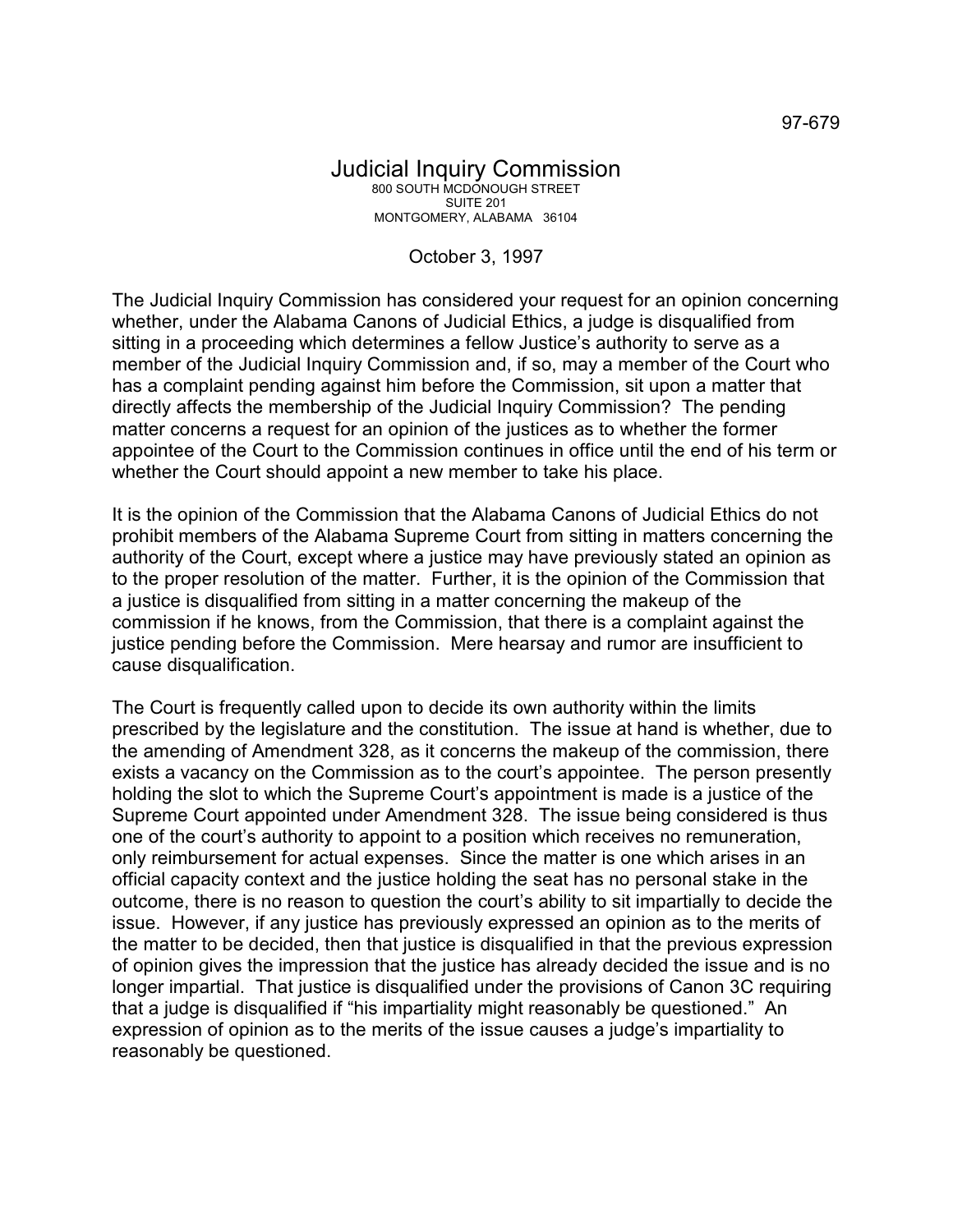97-679

# Judicial Inquiry Commission

800 SOUTH MCDONOUGH STREET
SUITE 201
MONTGOMERY, ALABAMA 36104

October 3, 1997

The Judicial Inquiry Commission has considered your request for an opinion concerning whether, under the Alabama Canons of Judicial Ethics, a judge is disqualified from sitting in a proceeding which determines a fellow Justice's authority to serve as a member of the Judicial Inquiry Commission and, if so, may a member of the Court who has a complaint pending against him before the Commission, sit upon a matter that directly affects the membership of the Judicial Inquiry Commission? The pending matter concerns a request for an opinion of the justices as to whether the former appointee of the Court to the Commission continues in office until the end of his term or whether the Court should appoint a new member to take his place.

It is the opinion of the Commission that the Alabama Canons of Judicial Ethics do not prohibit members of the Alabama Supreme Court from sitting in matters concerning the authority of the Court, except where a justice may have previously stated an opinion as to the proper resolution of the matter. Further, it is the opinion of the Commission that a justice is disqualified from sitting in a matter concerning the makeup of the commission if he knows, from the Commission, that there is a complaint against the justice pending before the Commission. Mere hearsay and rumor are insufficient to cause disqualification.

The Court is frequently called upon to decide its own authority within the limits prescribed by the legislature and the constitution. The issue at hand is whether, due to the amending of Amendment 328, as it concerns the makeup of the commission, there exists a vacancy on the Commission as to the court's appointee. The person presently holding the slot to which the Supreme Court's appointment is made is a justice of the Supreme Court appointed under Amendment 328. The issue being considered is thus one of the court's authority to appoint to a position which receives no remuneration, only reimbursement for actual expenses. Since the matter is one which arises in an official capacity context and the justice holding the seat has no personal stake in the outcome, there is no reason to question the court's ability to sit impartially to decide the issue. However, if any justice has previously expressed an opinion as to the merits of the matter to be decided, then that justice is disqualified in that the previous expression of opinion gives the impression that the justice has already decided the issue and is no longer impartial. That justice is disqualified under the provisions of Canon 3C requiring that a judge is disqualified if "his impartiality might reasonably be questioned." An expression of opinion as to the merits of the issue causes a judge's impartiality to reasonably be questioned.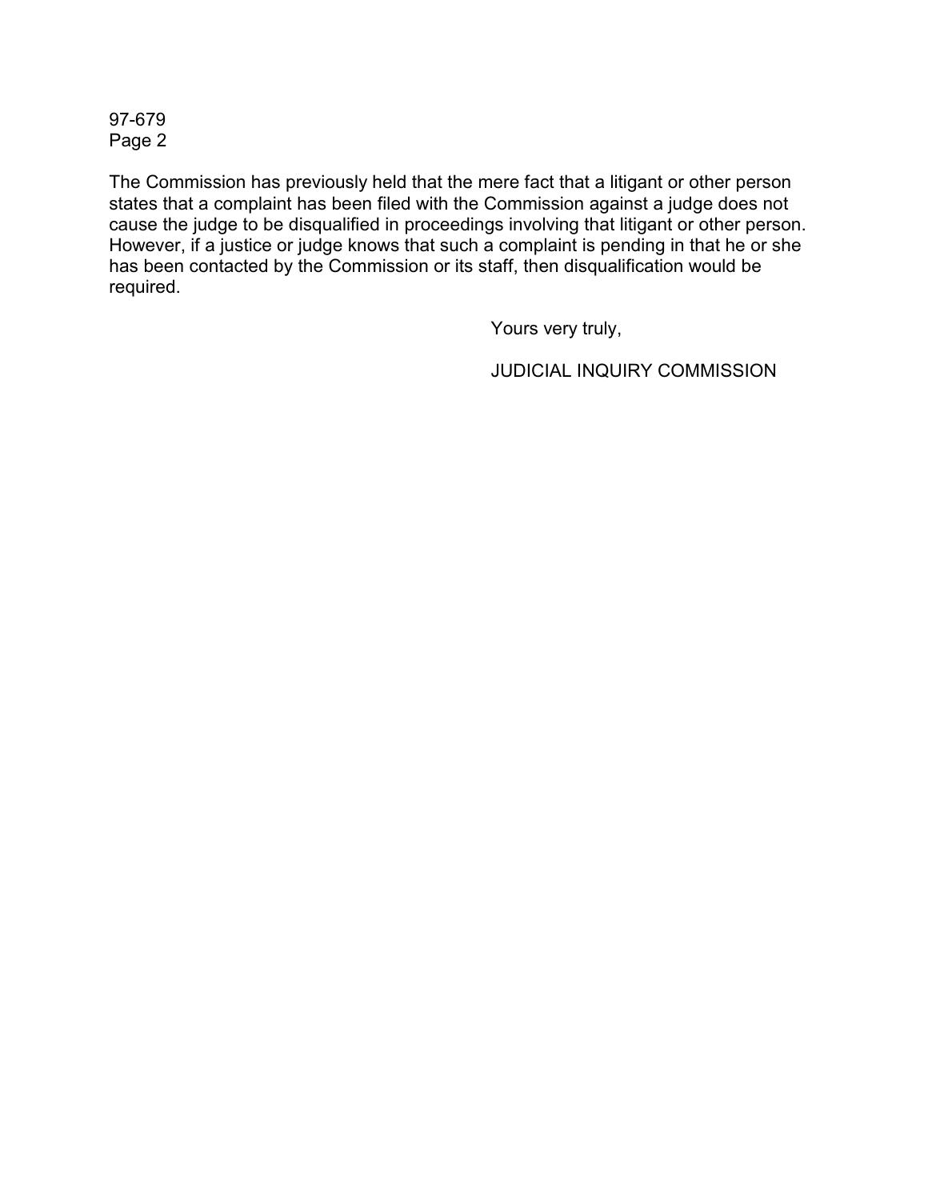The Commission has previously held that the mere fact that a litigant or other person states that a complaint has been filed with the Commission against a judge does not cause the judge to be disqualified in proceedings involving that litigant or other person. However, if a justice or judge knows that such a complaint is pending in that he or she has been contacted by the Commission or its staff, then disqualification would be required.

Yours very truly,

JUDICIAL INQUIRY COMMISSION